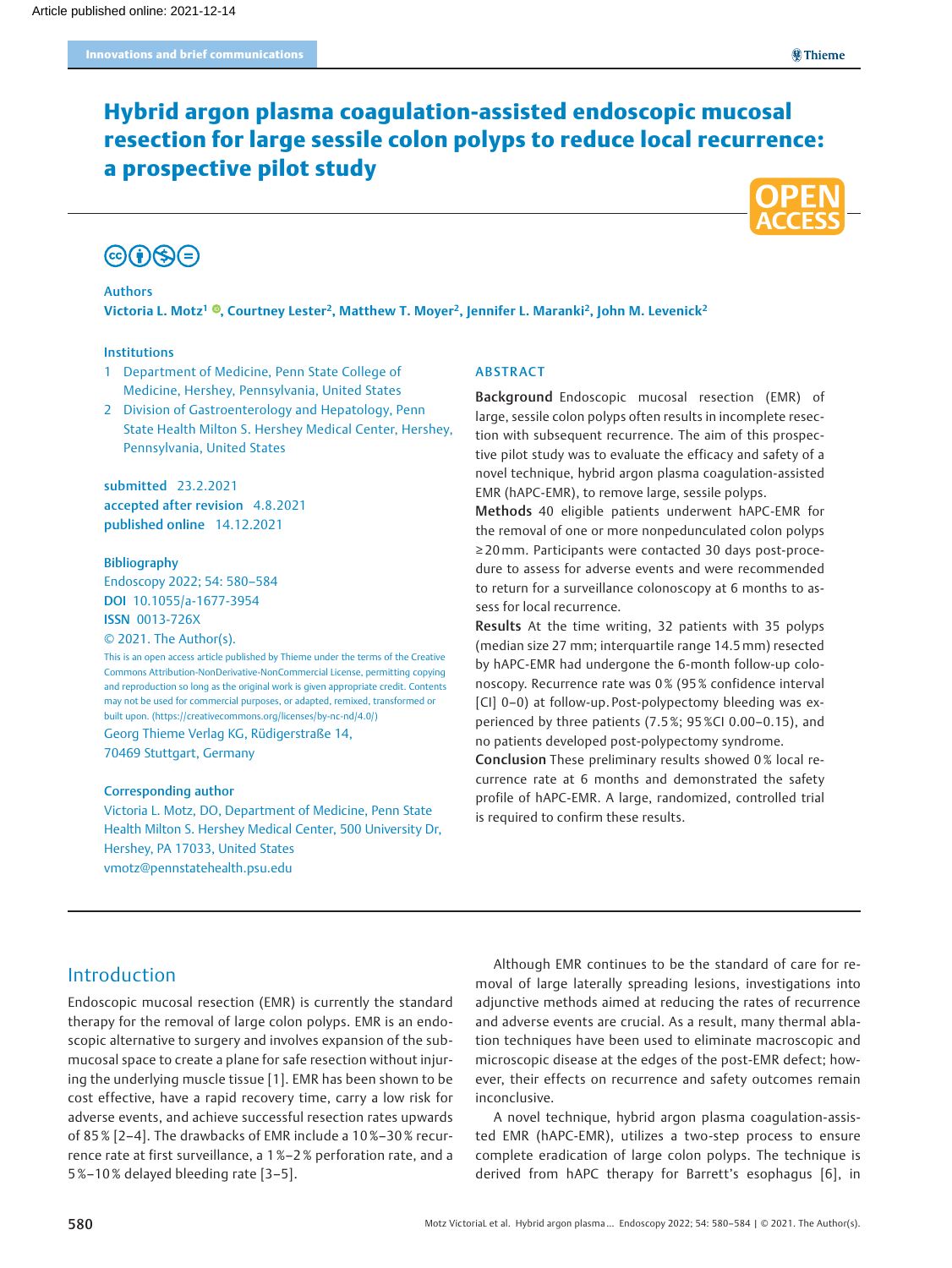Innovations and brief communications

# Hybrid argon plasma coagulation-assisted endoscopic mucosal resection for large sessile colon polyps to reduce local recurrence: a prospective pilot study

**Authors**

**Victoria L. Motz[1], Courtney Lester[2], Matthew T. Moyer[2], Jennifer L. Maranki[2], John M. Levenick[2]**

**Institutions**

1. Department of Medicine, Penn State College of Medicine, Hershey, Pennsylvania, United States
2. Division of Gastroenterology and Hepatology, Penn State Health Milton S. Hershey Medical Center, Hershey, Pennsylvania, United States

**submitted** 23.2.2021
**accepted after revision** 4.8.2021
**published online** 14.12.2021

**Bibliography**

Endoscopy 2022; 54: 580–584
**DOI** 10.1055/a-1677-3954
**ISSN** 0013-726X
© 2021. The Author(s).

This is an open access article published by Thieme under the terms of the Creative Commons Attribution-NonDerivative-NonCommercial License, permitting copying and reproduction so long as the original work is given appropriate credit. Contents may not be used for commercial purposes, or adapted, remixed, transformed or built upon. (https://creativecommons.org/licenses/by-nc-nd/4.0/)

Georg Thieme Verlag KG, Rüdigerstraße 14, 70469 Stuttgart, Germany

**Corresponding author**

Victoria L. Motz, DO, Department of Medicine, Penn State Health Milton S. Hershey Medical Center, 500 University Dr, Hershey, PA 17033, United States
vmotz@pennstatehealth.psu.edu

## ABSTRACT

**Background** Endoscopic mucosal resection (EMR) of large, sessile colon polyps often results in incomplete resection with subsequent recurrence. The aim of this prospective pilot study was to evaluate the efficacy and safety of a novel technique, hybrid argon plasma coagulation-assisted EMR (hAPC-EMR), to remove large, sessile polyps.

**Methods** 40 eligible patients underwent hAPC-EMR for the removal of one or more nonpedunculated colon polyps ≥20 mm. Participants were contacted 30 days post-procedure to assess for adverse events and were recommended to return for a surveillance colonoscopy at 6 months to assess for local recurrence.

**Results** At the time writing, 32 patients with 35 polyps (median size 27 mm; interquartile range 14.5 mm) resected by hAPC-EMR had undergone the 6-month follow-up colonoscopy. Recurrence rate was 0 % (95 % confidence interval [CI] 0–0) at follow-up. Post-polypectomy bleeding was experienced by three patients (7.5 %; 95 %CI 0.00–0.15), and no patients developed post-polypectomy syndrome.

**Conclusion** These preliminary results showed 0 % local recurrence rate at 6 months and demonstrated the safety profile of hAPC-EMR. A large, randomized, controlled trial is required to confirm these results.

## Introduction

Endoscopic mucosal resection (EMR) is currently the standard therapy for the removal of large colon polyps. EMR is an endoscopic alternative to surgery and involves expansion of the submucosal space to create a plane for safe resection without injuring the underlying muscle tissue [1]. EMR has been shown to be cost effective, have a rapid recovery time, carry a low risk for adverse events, and achieve successful resection rates upwards of 85 % [2–4]. The drawbacks of EMR include a 10 %–30 % recurrence rate at first surveillance, a 1 %–2 % perforation rate, and a 5 %–10 % delayed bleeding rate [3–5].

Although EMR continues to be the standard of care for removal of large laterally spreading lesions, investigations into adjunctive methods aimed at reducing the rates of recurrence and adverse events are crucial. As a result, many thermal ablation techniques have been used to eliminate macroscopic and microscopic disease at the edges of the post-EMR defect; however, their effects on recurrence and safety outcomes remain inconclusive.

A novel technique, hybrid argon plasma coagulation-assisted EMR (hAPC-EMR), utilizes a two-step process to ensure complete eradication of large colon polyps. The technique is derived from hAPC therapy for Barrett's esophagus [6], in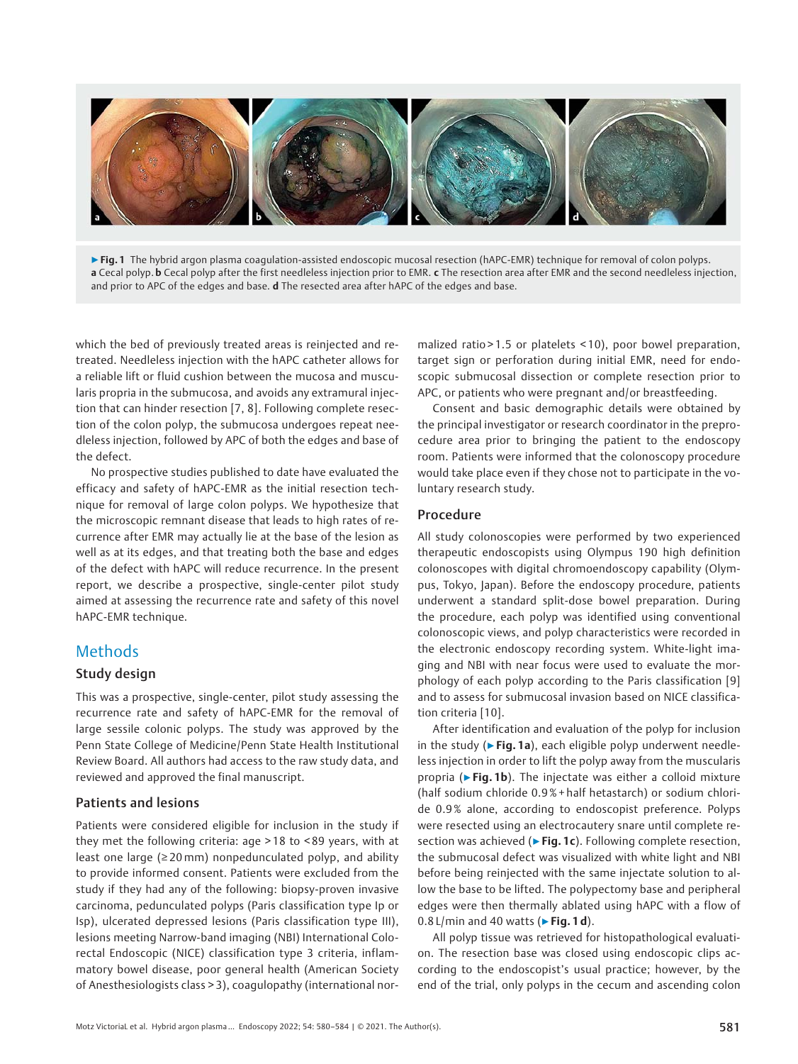▶ **Fig. 1** The hybrid argon plasma coagulation-assisted endoscopic mucosal resection (hAPC-EMR) technique for removal of colon polyps. **a** Cecal polyp. **b** Cecal polyp after the first needleless injection prior to EMR. **c** The resection area after EMR and the second needleless injection, and prior to APC of the edges and base. **d** The resected area after hAPC of the edges and base.

which the bed of previously treated areas is reinjected and retreated. Needleless injection with the hAPC catheter allows for a reliable lift or fluid cushion between the mucosa and muscularis propria in the submucosa, and avoids any extramural injection that can hinder resection [7, 8]. Following complete resection of the colon polyp, the submucosa undergoes repeat needleless injection, followed by APC of both the edges and base of the defect.

No prospective studies published to date have evaluated the efficacy and safety of hAPC-EMR as the initial resection technique for removal of large colon polyps. We hypothesize that the microscopic remnant disease that leads to high rates of recurrence after EMR may actually lie at the base of the lesion as well as at its edges, and that treating both the base and edges of the defect with hAPC will reduce recurrence. In the present report, we describe a prospective, single-center pilot study aimed at assessing the recurrence rate and safety of this novel hAPC-EMR technique.

# Methods

## Study design

This was a prospective, single-center, pilot study assessing the recurrence rate and safety of hAPC-EMR for the removal of large sessile colonic polyps. The study was approved by the Penn State College of Medicine/Penn State Health Institutional Review Board. All authors had access to the raw study data, and reviewed and approved the final manuscript.

## Patients and lesions

Patients were considered eligible for inclusion in the study if they met the following criteria: age >18 to <89 years, with at least one large (≥20 mm) nonpedunculated polyp, and ability to provide informed consent. Patients were excluded from the study if they had any of the following: biopsy-proven invasive carcinoma, pedunculated polyps (Paris classification type Ip or Isp), ulcerated depressed lesions (Paris classification type III), lesions meeting Narrow-band imaging (NBI) International Colorectal Endoscopic (NICE) classification type 3 criteria, inflammatory bowel disease, poor general health (American Society of Anesthesiologists class >3), coagulopathy (international normalized ratio >1.5 or platelets <10), poor bowel preparation, target sign or perforation during initial EMR, need for endoscopic submucosal dissection or complete resection prior to APC, or patients who were pregnant and/or breastfeeding.

Consent and basic demographic details were obtained by the principal investigator or research coordinator in the preprocedure area prior to bringing the patient to the endoscopy room. Patients were informed that the colonoscopy procedure would take place even if they chose not to participate in the voluntary research study.

## Procedure

All study colonoscopies were performed by two experienced therapeutic endoscopists using Olympus 190 high definition colonoscopes with digital chromoendoscopy capability (Olympus, Tokyo, Japan). Before the endoscopy procedure, patients underwent a standard split-dose bowel preparation. During the procedure, each polyp was identified using conventional colonoscopic views, and polyp characteristics were recorded in the electronic endoscopy recording system. White-light imaging and NBI with near focus were used to evaluate the morphology of each polyp according to the Paris classification [9] and to assess for submucosal invasion based on NICE classification criteria [10].

After identification and evaluation of the polyp for inclusion in the study (▶ **Fig. 1a**), each eligible polyp underwent needleless injection in order to lift the polyp away from the muscularis propria (▶ **Fig. 1b**). The injectate was either a colloid mixture (half sodium chloride 0.9% + half hetastarch) or sodium chloride 0.9% alone, according to endoscopist preference. Polyps were resected using an electrocautery snare until complete resection was achieved (▶ **Fig. 1c**). Following complete resection, the submucosal defect was visualized with white light and NBI before being reinjected with the same injectate solution to allow the base to be lifted. The polypectomy base and peripheral edges were then thermally ablated using hAPC with a flow of 0.8 L/min and 40 watts (▶ **Fig. 1 d**).

All polyp tissue was retrieved for histopathological evaluation. The resection base was closed using endoscopic clips according to the endoscopist's usual practice; however, by the end of the trial, only polyps in the cecum and ascending colon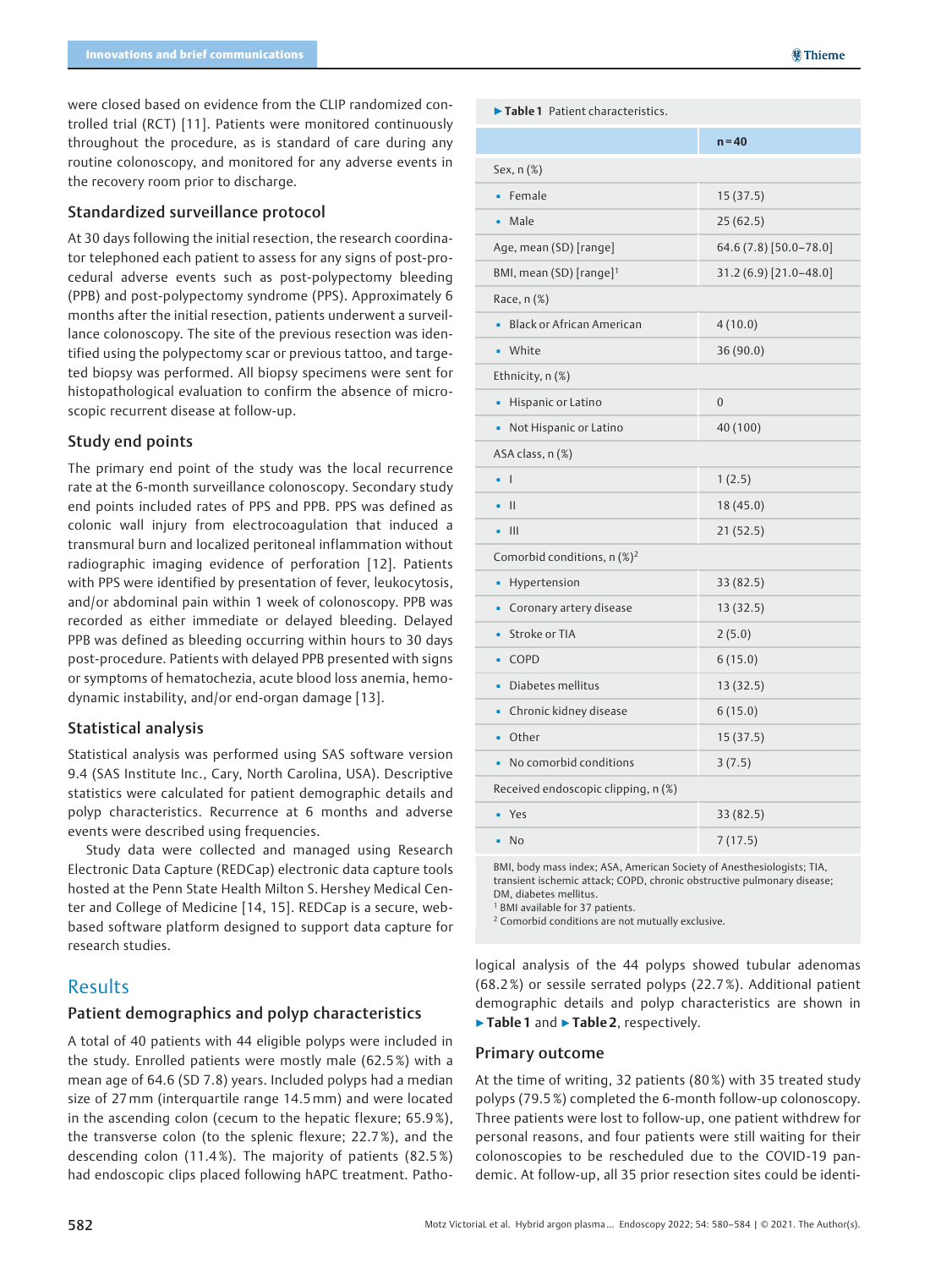were closed based on evidence from the CLIP randomized controlled trial (RCT) [11]. Patients were monitored continuously throughout the procedure, as is standard of care during any routine colonoscopy, and monitored for any adverse events in the recovery room prior to discharge.

### Standardized surveillance protocol

At 30 days following the initial resection, the research coordinator telephoned each patient to assess for any signs of post-procedural adverse events such as post-polypectomy bleeding (PPB) and post-polypectomy syndrome (PPS). Approximately 6 months after the initial resection, patients underwent a surveillance colonoscopy. The site of the previous resection was identified using the polypectomy scar or previous tattoo, and targeted biopsy was performed. All biopsy specimens were sent for histopathological evaluation to confirm the absence of microscopic recurrent disease at follow-up.

### Study end points

The primary end point of the study was the local recurrence rate at the 6-month surveillance colonoscopy. Secondary study end points included rates of PPS and PPB. PPS was defined as colonic wall injury from electrocoagulation that induced a transmural burn and localized peritoneal inflammation without radiographic imaging evidence of perforation [12]. Patients with PPS were identified by presentation of fever, leukocytosis, and/or abdominal pain within 1 week of colonoscopy. PPB was recorded as either immediate or delayed bleeding. Delayed PPB was defined as bleeding occurring within hours to 30 days post-procedure. Patients with delayed PPB presented with signs or symptoms of hematochezia, acute blood loss anemia, hemodynamic instability, and/or end-organ damage [13].

### Statistical analysis

Statistical analysis was performed using SAS software version 9.4 (SAS Institute Inc., Cary, North Carolina, USA). Descriptive statistics were calculated for patient demographic details and polyp characteristics. Recurrence at 6 months and adverse events were described using frequencies.

Study data were collected and managed using Research Electronic Data Capture (REDCap) electronic data capture tools hosted at the Penn State Health Milton S. Hershey Medical Center and College of Medicine [14, 15]. REDCap is a secure, web-based software platform designed to support data capture for research studies.

## Results

### Patient demographics and polyp characteristics

A total of 40 patients with 44 eligible polyps were included in the study. Enrolled patients were mostly male (62.5 %) with a mean age of 64.6 (SD 7.8) years. Included polyps had a median size of 27 mm (interquartile range 14.5 mm) and were located in the ascending colon (cecum to the hepatic flexure; 65.9 %), the transverse colon (to the splenic flexure; 22.7 %), and the descending colon (11.4 %). The majority of patients (82.5 %) had endoscopic clips placed following hAPC treatment. Pathological analysis of the 44 polyps showed tubular adenomas (68.2 %) or sessile serrated polyps (22.7 %). Additional patient demographic details and polyp characteristics are shown in ▶ **Table 1** and ▶ **Table 2**, respectively.

**▶ Table 1** Patient characteristics.

| | n = 40 |
|---|---|
| Sex, n (%) | |
| ▪ Female | 15 (37.5) |
| ▪ Male | 25 (62.5) |
| Age, mean (SD) [range] | 64.6 (7.8) [50.0–78.0] |
| BMI, mean (SD) [range][1] | 31.2 (6.9) [21.0–48.0] |
| Race, n (%) | |
| ▪ Black or African American | 4 (10.0) |
| ▪ White | 36 (90.0) |
| Ethnicity, n (%) | |
| ▪ Hispanic or Latino | 0 |
| ▪ Not Hispanic or Latino | 40 (100) |
| ASA class, n (%) | |
| ▪ I | 1 (2.5) |
| ▪ II | 18 (45.0) |
| ▪ III | 21 (52.5) |
| Comorbid conditions, n (%)[2] | |
| ▪ Hypertension | 33 (82.5) |
| ▪ Coronary artery disease | 13 (32.5) |
| ▪ Stroke or TIA | 2 (5.0) |
| ▪ COPD | 6 (15.0) |
| ▪ Diabetes mellitus | 13 (32.5) |
| ▪ Chronic kidney disease | 6 (15.0) |
| ▪ Other | 15 (37.5) |
| ▪ No comorbid conditions | 3 (7.5) |
| Received endoscopic clipping, n (%) | |
| ▪ Yes | 33 (82.5) |
| ▪ No | 7 (17.5) |

BMI, body mass index; ASA, American Society of Anesthesiologists; TIA, transient ischemic attack; COPD, chronic obstructive pulmonary disease; DM, diabetes mellitus.
[1] BMI available for 37 patients.
[2] Comorbid conditions are not mutually exclusive.

### Primary outcome

At the time of writing, 32 patients (80 %) with 35 treated study polyps (79.5 %) completed the 6-month follow-up colonoscopy. Three patients were lost to follow-up, one patient withdrew for personal reasons, and four patients were still waiting for their colonoscopies to be rescheduled due to the COVID-19 pandemic. At follow-up, all 35 prior resection sites could be identi-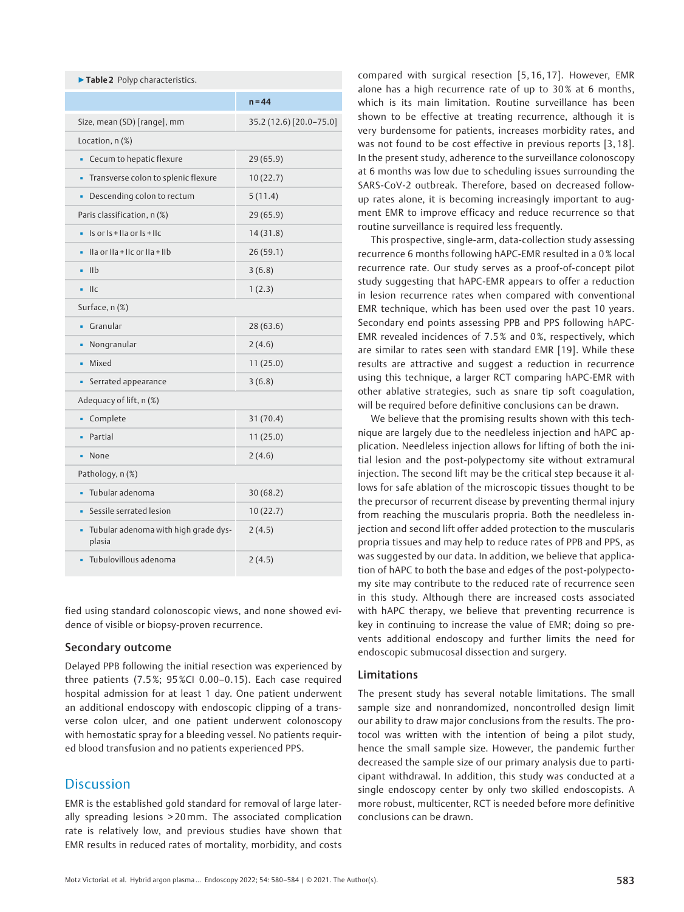**Table 2** Polyp characteristics.

| | n = 44 |
|---|---|
| Size, mean (SD) [range], mm | 35.2 (12.6) [20.0–75.0] |
| Location, n (%) | |
| ▪ Cecum to hepatic flexure | 29 (65.9) |
| ▪ Transverse colon to splenic flexure | 10 (22.7) |
| ▪ Descending colon to rectum | 5 (11.4) |
| Paris classification, n (%) | 29 (65.9) |
| ▪ Is or Is + IIa or Is + IIc | 14 (31.8) |
| ▪ IIa or IIa + IIc or IIa + IIb | 26 (59.1) |
| ▪ IIb | 3 (6.8) |
| ▪ IIc | 1 (2.3) |
| Surface, n (%) | |
| ▪ Granular | 28 (63.6) |
| ▪ Nongranular | 2 (4.6) |
| ▪ Mixed | 11 (25.0) |
| ▪ Serrated appearance | 3 (6.8) |
| Adequacy of lift, n (%) | |
| ▪ Complete | 31 (70.4) |
| ▪ Partial | 11 (25.0) |
| ▪ None | 2 (4.6) |
| Pathology, n (%) | |
| ▪ Tubular adenoma | 30 (68.2) |
| ▪ Sessile serrated lesion | 10 (22.7) |
| ▪ Tubular adenoma with high grade dysplasia | 2 (4.5) |
| ▪ Tubulovillous adenoma | 2 (4.5) |

fied using standard colonoscopic views, and none showed evidence of visible or biopsy-proven recurrence.

### Secondary outcome

Delayed PPB following the initial resection was experienced by three patients (7.5 %; 95 %CI 0.00–0.15). Each case required hospital admission for at least 1 day. One patient underwent an additional endoscopy with endoscopic clipping of a transverse colon ulcer, and one patient underwent colonoscopy with hemostatic spray for a bleeding vessel. No patients required blood transfusion and no patients experienced PPS.

## Discussion

EMR is the established gold standard for removal of large laterally spreading lesions > 20 mm. The associated complication rate is relatively low, and previous studies have shown that EMR results in reduced rates of mortality, morbidity, and costs compared with surgical resection [5, 16, 17]. However, EMR alone has a high recurrence rate of up to 30 % at 6 months, which is its main limitation. Routine surveillance has been shown to be effective at treating recurrence, although it is very burdensome for patients, increases morbidity rates, and was not found to be cost effective in previous reports [3, 18]. In the present study, adherence to the surveillance colonoscopy at 6 months was low due to scheduling issues surrounding the SARS-CoV-2 outbreak. Therefore, based on decreased follow-up rates alone, it is becoming increasingly important to augment EMR to improve efficacy and reduce recurrence so that routine surveillance is required less frequently.

This prospective, single-arm, data-collection study assessing recurrence 6 months following hAPC-EMR resulted in a 0 % local recurrence rate. Our study serves as a proof-of-concept pilot study suggesting that hAPC-EMR appears to offer a reduction in lesion recurrence rates when compared with conventional EMR technique, which has been used over the past 10 years. Secondary end points assessing PPB and PPS following hAPC-EMR revealed incidences of 7.5 % and 0 %, respectively, which are similar to rates seen with standard EMR [19]. While these results are attractive and suggest a reduction in recurrence using this technique, a larger RCT comparing hAPC-EMR with other ablative strategies, such as snare tip soft coagulation, will be required before definitive conclusions can be drawn.

We believe that the promising results shown with this technique are largely due to the needleless injection and hAPC application. Needleless injection allows for lifting of both the initial lesion and the post-polypectomy site without extramural injection. The second lift may be the critical step because it allows for safe ablation of the microscopic tissues thought to be the precursor of recurrent disease by preventing thermal injury from reaching the muscularis propria. Both the needleless injection and second lift offer added protection to the muscularis propria tissues and may help to reduce rates of PPB and PPS, as was suggested by our data. In addition, we believe that application of hAPC to both the base and edges of the post-polypectomy site may contribute to the reduced rate of recurrence seen in this study. Although there are increased costs associated with hAPC therapy, we believe that preventing recurrence is key in continuing to increase the value of EMR; doing so prevents additional endoscopy and further limits the need for endoscopic submucosal dissection and surgery.

### Limitations

The present study has several notable limitations. The small sample size and nonrandomized, noncontrolled design limit our ability to draw major conclusions from the results. The protocol was written with the intention of being a pilot study, hence the small sample size. However, the pandemic further decreased the sample size of our primary analysis due to participant withdrawal. In addition, this study was conducted at a single endoscopy center by only two skilled endoscopists. A more robust, multicenter, RCT is needed before more definitive conclusions can be drawn.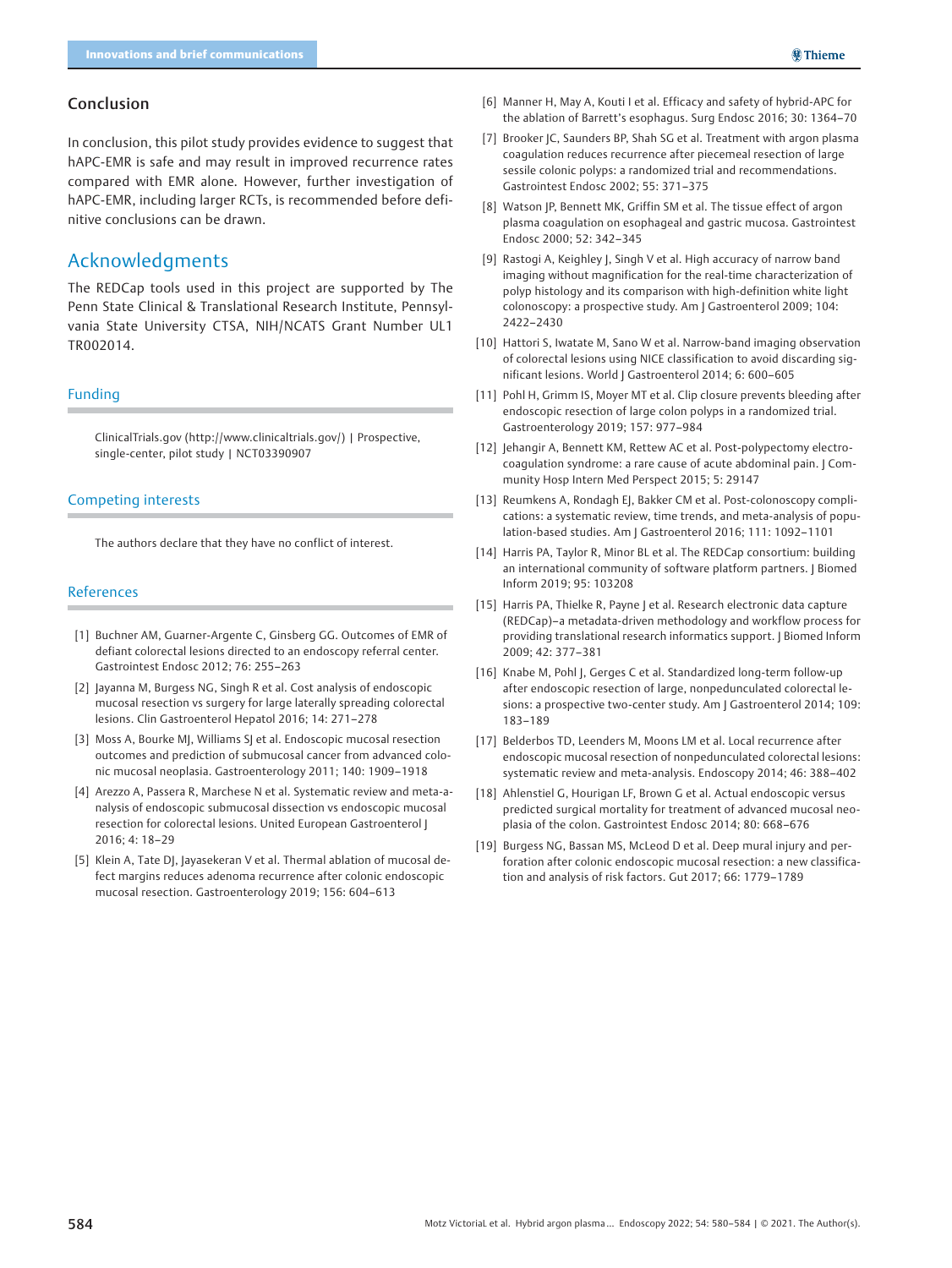## Conclusion

In conclusion, this pilot study provides evidence to suggest that hAPC-EMR is safe and may result in improved recurrence rates compared with EMR alone. However, further investigation of hAPC-EMR, including larger RCTs, is recommended before definitive conclusions can be drawn.

## Acknowledgments

The REDCap tools used in this project are supported by The Penn State Clinical & Translational Research Institute, Pennsylvania State University CTSA, NIH/NCATS Grant Number UL1 TR002014.

### Funding

ClinicalTrials.gov (http://www.clinicaltrials.gov/) | Prospective, single-center, pilot study | NCT03390907

### Competing interests

The authors declare that they have no conflict of interest.

### References

[1] Buchner AM, Guarner-Argente C, Ginsberg GG. Outcomes of EMR of defiant colorectal lesions directed to an endoscopy referral center. Gastrointest Endosc 2012; 76: 255–263

[2] Jayanna M, Burgess NG, Singh R et al. Cost analysis of endoscopic mucosal resection vs surgery for large laterally spreading colorectal lesions. Clin Gastroenterol Hepatol 2016; 14: 271–278

[3] Moss A, Bourke MJ, Williams SJ et al. Endoscopic mucosal resection outcomes and prediction of submucosal cancer from advanced colonic mucosal neoplasia. Gastroenterology 2011; 140: 1909–1918

[4] Arezzo A, Passera R, Marchese N et al. Systematic review and meta-analysis of endoscopic submucosal dissection vs endoscopic mucosal resection for colorectal lesions. United European Gastroenterol J 2016; 4: 18–29

[5] Klein A, Tate DJ, Jayasekeran V et al. Thermal ablation of mucosal defect margins reduces adenoma recurrence after colonic endoscopic mucosal resection. Gastroenterology 2019; 156: 604–613

[6] Manner H, May A, Kouti I et al. Efficacy and safety of hybrid-APC for the ablation of Barrett's esophagus. Surg Endosc 2016; 30: 1364–70

[7] Brooker JC, Saunders BP, Shah SG et al. Treatment with argon plasma coagulation reduces recurrence after piecemeal resection of large sessile colonic polyps: a randomized trial and recommendations. Gastrointest Endosc 2002; 55: 371–375

[8] Watson JP, Bennett MK, Griffin SM et al. The tissue effect of argon plasma coagulation on esophageal and gastric mucosa. Gastrointest Endosc 2000; 52: 342–345

[9] Rastogi A, Keighley J, Singh V et al. High accuracy of narrow band imaging without magnification for the real-time characterization of polyp histology and its comparison with high-definition white light colonoscopy: a prospective study. Am J Gastroenterol 2009; 104: 2422–2430

[10] Hattori S, Iwatate M, Sano W et al. Narrow-band imaging observation of colorectal lesions using NICE classification to avoid discarding significant lesions. World J Gastroenterol 2014; 6: 600–605

[11] Pohl H, Grimm IS, Moyer MT et al. Clip closure prevents bleeding after endoscopic resection of large colon polyps in a randomized trial. Gastroenterology 2019; 157: 977–984

[12] Jehangir A, Bennett KM, Rettew AC et al. Post-polypectomy electrocoagulation syndrome: a rare cause of acute abdominal pain. J Community Hosp Intern Med Perspect 2015; 5: 29147

[13] Reumkens A, Rondagh EJ, Bakker CM et al. Post-colonoscopy complications: a systematic review, time trends, and meta-analysis of population-based studies. Am J Gastroenterol 2016; 111: 1092–1101

[14] Harris PA, Taylor R, Minor BL et al. The REDCap consortium: building an international community of software platform partners. J Biomed Inform 2019; 95: 103208

[15] Harris PA, Thielke R, Payne J et al. Research electronic data capture (REDCap)–a metadata-driven methodology and workflow process for providing translational research informatics support. J Biomed Inform 2009; 42: 377–381

[16] Knabe M, Pohl J, Gerges C et al. Standardized long-term follow-up after endoscopic resection of large, nonpedunculated colorectal lesions: a prospective two-center study. Am J Gastroenterol 2014; 109: 183–189

[17] Belderbos TD, Leenders M, Moons LM et al. Local recurrence after endoscopic mucosal resection of nonpedunculated colorectal lesions: systematic review and meta-analysis. Endoscopy 2014; 46: 388–402

[18] Ahlenstiel G, Hourigan LF, Brown G et al. Actual endoscopic versus predicted surgical mortality for treatment of advanced mucosal neoplasia of the colon. Gastrointest Endosc 2014; 80: 668–676

[19] Burgess NG, Bassan MS, McLeod D et al. Deep mural injury and perforation after colonic endoscopic mucosal resection: a new classification and analysis of risk factors. Gut 2017; 66: 1779–1789